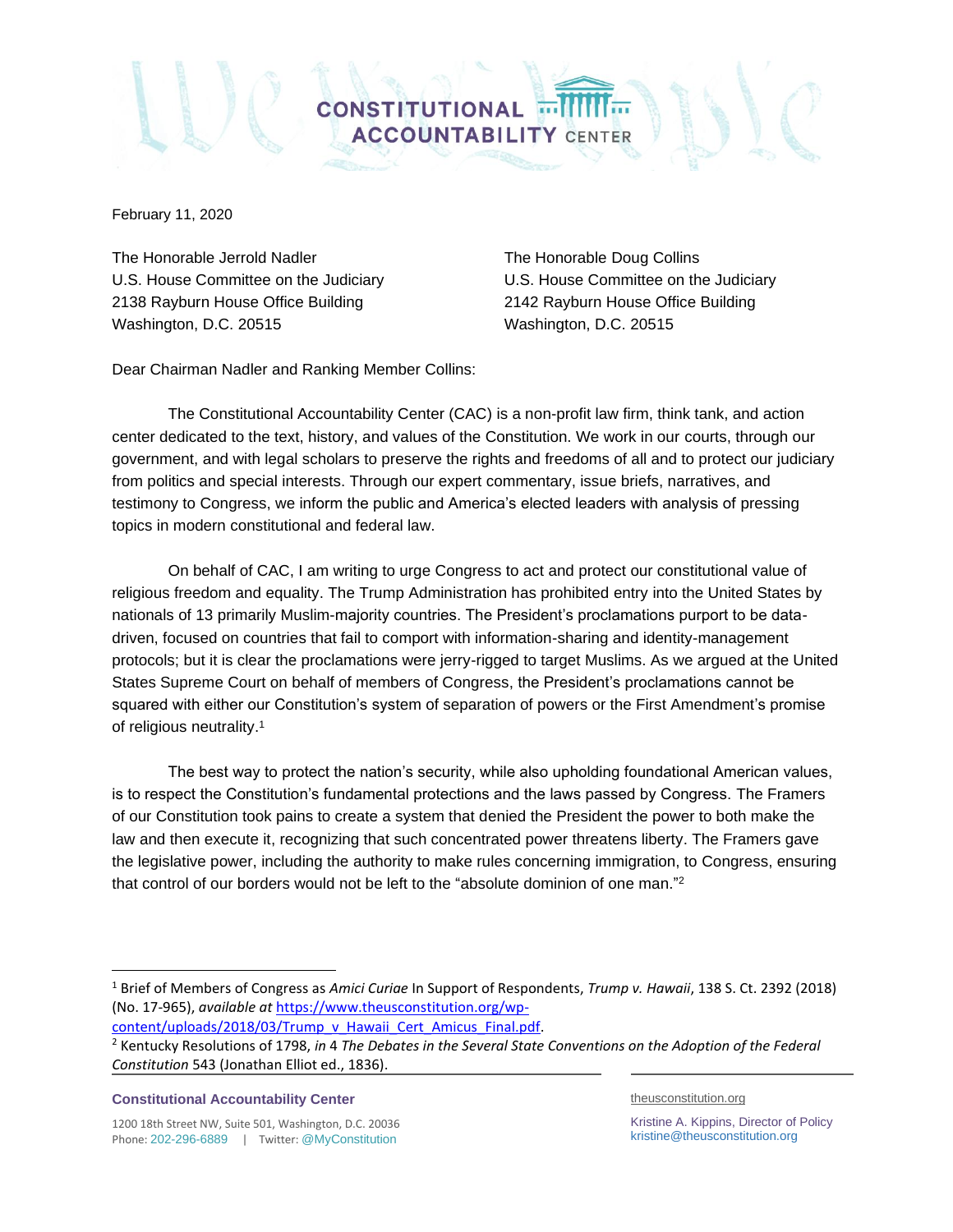CONSTITUTIONAL ACCOUNTABILITY CENTER

February 11, 2020

The Honorable Jerrold Nadler
U.S. House Committee on the Judiciary
2138 Rayburn House Office Building
Washington, D.C. 20515

The Honorable Doug Collins
U.S. House Committee on the Judiciary
2142 Rayburn House Office Building
Washington, D.C. 20515

Dear Chairman Nadler and Ranking Member Collins:

The Constitutional Accountability Center (CAC) is a non-profit law firm, think tank, and action center dedicated to the text, history, and values of the Constitution. We work in our courts, through our government, and with legal scholars to preserve the rights and freedoms of all and to protect our judiciary from politics and special interests. Through our expert commentary, issue briefs, narratives, and testimony to Congress, we inform the public and America's elected leaders with analysis of pressing topics in modern constitutional and federal law.

On behalf of CAC, I am writing to urge Congress to act and protect our constitutional value of religious freedom and equality. The Trump Administration has prohibited entry into the United States by nationals of 13 primarily Muslim-majority countries. The President's proclamations purport to be data-driven, focused on countries that fail to comport with information-sharing and identity-management protocols; but it is clear the proclamations were jerry-rigged to target Muslims. As we argued at the United States Supreme Court on behalf of members of Congress, the President's proclamations cannot be squared with either our Constitution's system of separation of powers or the First Amendment's promise of religious neutrality.[1]

The best way to protect the nation's security, while also upholding foundational American values, is to respect the Constitution's fundamental protections and the laws passed by Congress. The Framers of our Constitution took pains to create a system that denied the President the power to both make the law and then execute it, recognizing that such concentrated power threatens liberty. The Framers gave the legislative power, including the authority to make rules concerning immigration, to Congress, ensuring that control of our borders would not be left to the "absolute dominion of one man."[2]

---

[1] Brief of Members of Congress as *Amici Curiae* In Support of Respondents, *Trump v. Hawaii*, 138 S. Ct. 2392 (2018) (No. 17-965), *available at* https://www.theusconstitution.org/wp-content/uploads/2018/03/Trump_v_Hawaii_Cert_Amicus_Final.pdf.

[2] Kentucky Resolutions of 1798, *in* 4 *The Debates in the Several State Conventions on the Adoption of the Federal Constitution* 543 (Jonathan Elliot ed., 1836).

**Constitutional Accountability Center**
1200 18th Street NW, Suite 501, Washington, D.C. 20036
Phone: 202-296-6889 | Twitter: @MyConstitution

theusconstitution.org
Kristine A. Kippins, Director of Policy
kristine@theusconstitution.org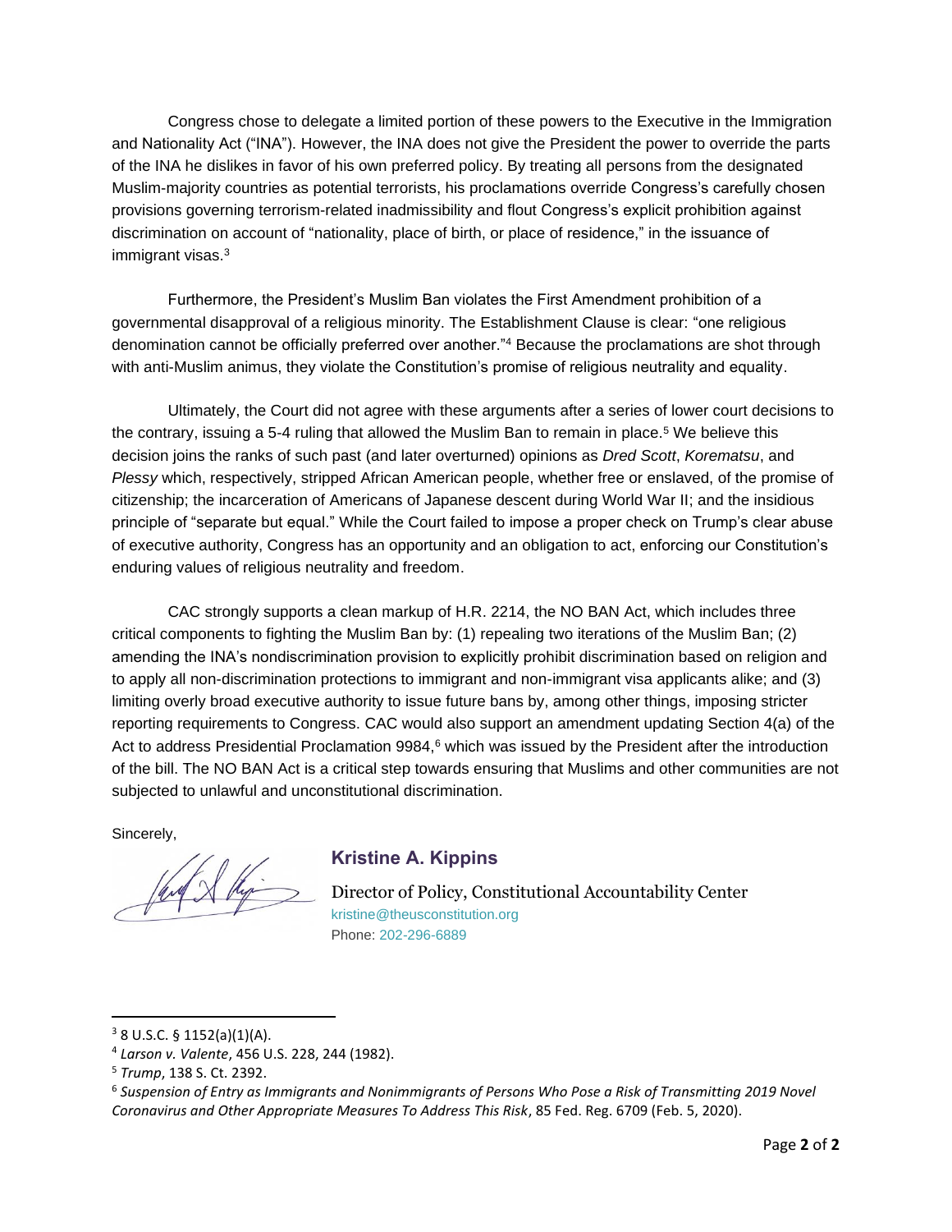Congress chose to delegate a limited portion of these powers to the Executive in the Immigration and Nationality Act ("INA"). However, the INA does not give the President the power to override the parts of the INA he dislikes in favor of his own preferred policy. By treating all persons from the designated Muslim-majority countries as potential terrorists, his proclamations override Congress's carefully chosen provisions governing terrorism-related inadmissibility and flout Congress's explicit prohibition against discrimination on account of "nationality, place of birth, or place of residence," in the issuance of immigrant visas.[3]

Furthermore, the President's Muslim Ban violates the First Amendment prohibition of a governmental disapproval of a religious minority. The Establishment Clause is clear: "one religious denomination cannot be officially preferred over another."[4] Because the proclamations are shot through with anti-Muslim animus, they violate the Constitution's promise of religious neutrality and equality.

Ultimately, the Court did not agree with these arguments after a series of lower court decisions to the contrary, issuing a 5-4 ruling that allowed the Muslim Ban to remain in place.[5] We believe this decision joins the ranks of such past (and later overturned) opinions as *Dred Scott*, *Korematsu*, and *Plessy* which, respectively, stripped African American people, whether free or enslaved, of the promise of citizenship; the incarceration of Americans of Japanese descent during World War II; and the insidious principle of "separate but equal." While the Court failed to impose a proper check on Trump's clear abuse of executive authority, Congress has an opportunity and an obligation to act, enforcing our Constitution's enduring values of religious neutrality and freedom.

CAC strongly supports a clean markup of H.R. 2214, the NO BAN Act, which includes three critical components to fighting the Muslim Ban by: (1) repealing two iterations of the Muslim Ban; (2) amending the INA's nondiscrimination provision to explicitly prohibit discrimination based on religion and to apply all non-discrimination protections to immigrant and non-immigrant visa applicants alike; and (3) limiting overly broad executive authority to issue future bans by, among other things, imposing stricter reporting requirements to Congress. CAC would also support an amendment updating Section 4(a) of the Act to address Presidential Proclamation 9984,[6] which was issued by the President after the introduction of the bill. The NO BAN Act is a critical step towards ensuring that Muslims and other communities are not subjected to unlawful and unconstitutional discrimination.

Sincerely,

**Kristine A. Kippins**

Director of Policy, Constitutional Accountability Center
kristine@theusconstitution.org
Phone: 202-296-6889

---

[3] 8 U.S.C. § 1152(a)(1)(A).

[4] *Larson v. Valente*, 456 U.S. 228, 244 (1982).

[5] *Trump*, 138 S. Ct. 2392.

[6] *Suspension of Entry as Immigrants and Nonimmigrants of Persons Who Pose a Risk of Transmitting 2019 Novel Coronavirus and Other Appropriate Measures To Address This Risk*, 85 Fed. Reg. 6709 (Feb. 5, 2020).